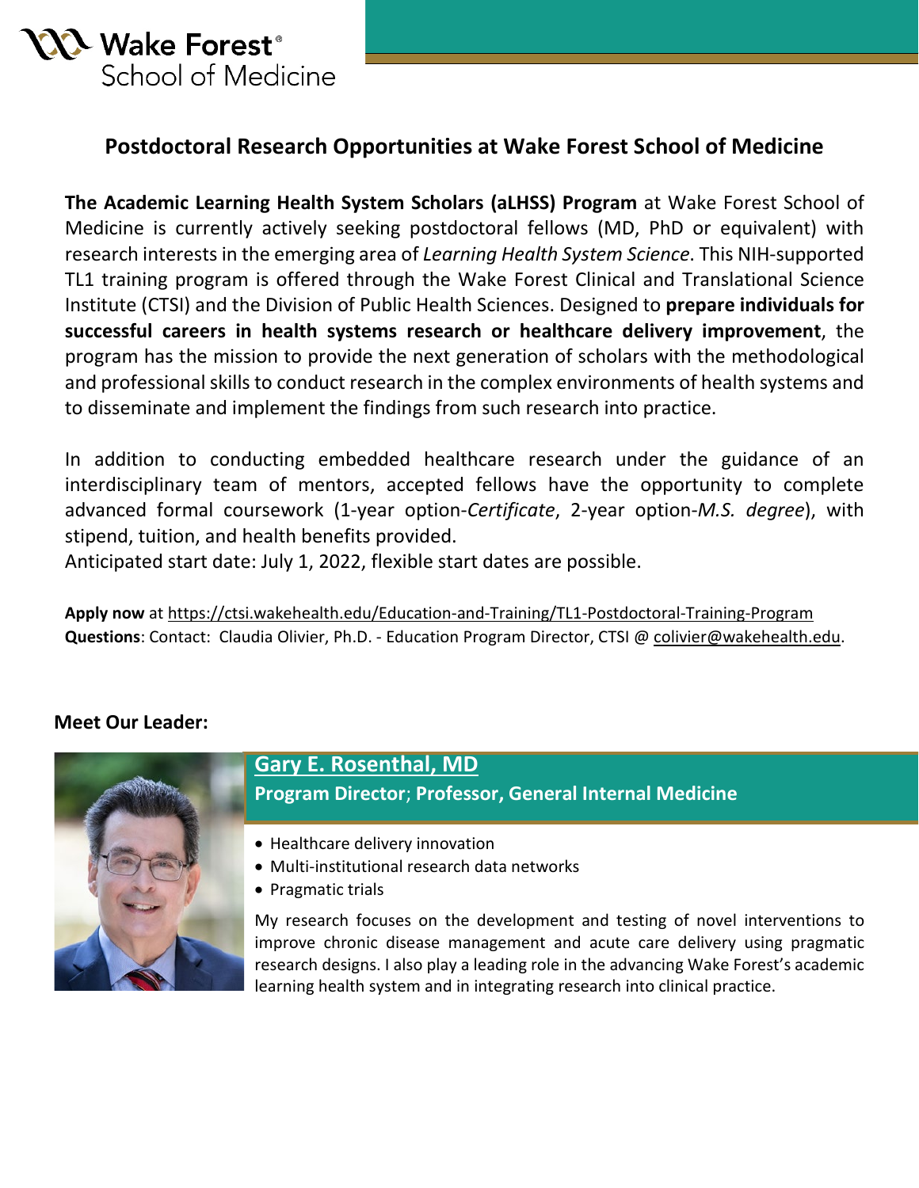# Postdoctoral Research Opportunities at Wake Forest School of Medicine

**The Academic Learning Health System Scholars (aLHSS) Program** at Wake Forest School of Medicine is currently actively seeking postdoctoral fellows (MD, PhD or equivalent) with research interests in the emerging area of *Learning Health System Science*. This NIH-supported TL1 training program is offered through the Wake Forest Clinical and Translational Science Institute (CTSI) and the Division of Public Health Sciences. Designed to **prepare individuals for successful careers in health systems research or healthcare delivery improvement**, the program has the mission to provide the next generation of scholars with the methodological and professional skills to conduct research in the complex environments of health systems and to disseminate and implement the findings from such research into practice.

In addition to conducting embedded healthcare research under the guidance of an interdisciplinary team of mentors, accepted fellows have the opportunity to complete advanced formal coursework (1-year option-*Certificate*, 2-year option-*M.S. degree*), with stipend, tuition, and health benefits provided.
Anticipated start date: July 1, 2022, flexible start dates are possible.

**Apply now** at https://ctsi.wakehealth.edu/Education-and-Training/TL1-Postdoctoral-Training-Program
**Questions**: Contact: Claudia Olivier, Ph.D. - Education Program Director, CTSI @ colivier@wakehealth.edu.

## Meet Our Leader:

### Gary E. Rosenthal, MD

**Program Director**; **Professor, General Internal Medicine**

- Healthcare delivery innovation
- Multi-institutional research data networks
- Pragmatic trials

My research focuses on the development and testing of novel interventions to improve chronic disease management and acute care delivery using pragmatic research designs. I also play a leading role in the advancing Wake Forest's academic learning health system and in integrating research into clinical practice.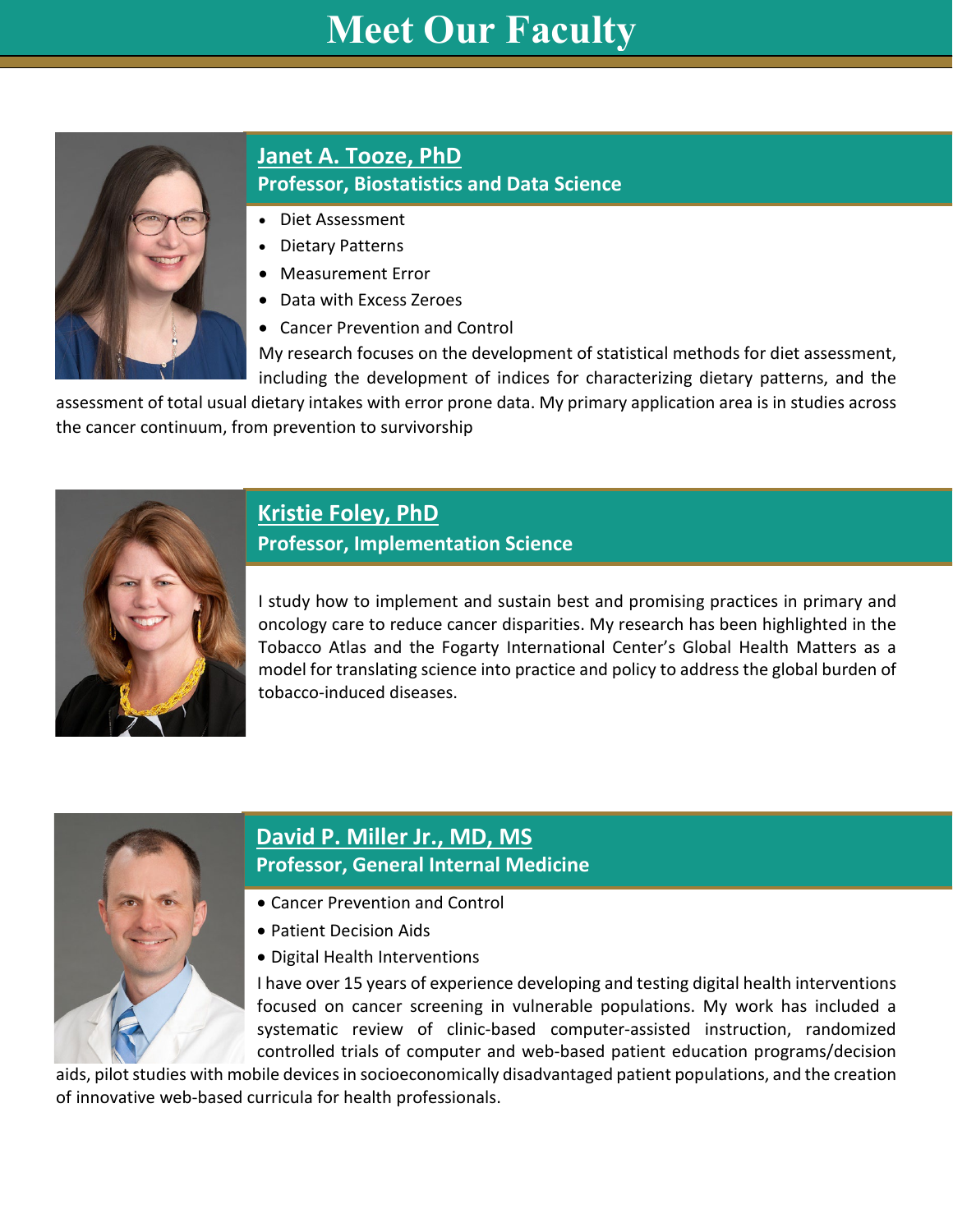# Meet Our Faculty

## Janet A. Tooze, PhD

**Professor, Biostatistics and Data Science**

- Diet Assessment
- Dietary Patterns
- Measurement Error
- Data with Excess Zeroes
- Cancer Prevention and Control

My research focuses on the development of statistical methods for diet assessment, including the development of indices for characterizing dietary patterns, and the assessment of total usual dietary intakes with error prone data. My primary application area is in studies across the cancer continuum, from prevention to survivorship

## Kristie Foley, PhD

**Professor, Implementation Science**

I study how to implement and sustain best and promising practices in primary and oncology care to reduce cancer disparities. My research has been highlighted in the Tobacco Atlas and the Fogarty International Center's Global Health Matters as a model for translating science into practice and policy to address the global burden of tobacco-induced diseases.

## David P. Miller Jr., MD, MS

**Professor, General Internal Medicine**

- Cancer Prevention and Control
- Patient Decision Aids
- Digital Health Interventions

I have over 15 years of experience developing and testing digital health interventions focused on cancer screening in vulnerable populations. My work has included a systematic review of clinic-based computer-assisted instruction, randomized controlled trials of computer and web-based patient education programs/decision aids, pilot studies with mobile devices in socioeconomically disadvantaged patient populations, and the creation of innovative web-based curricula for health professionals.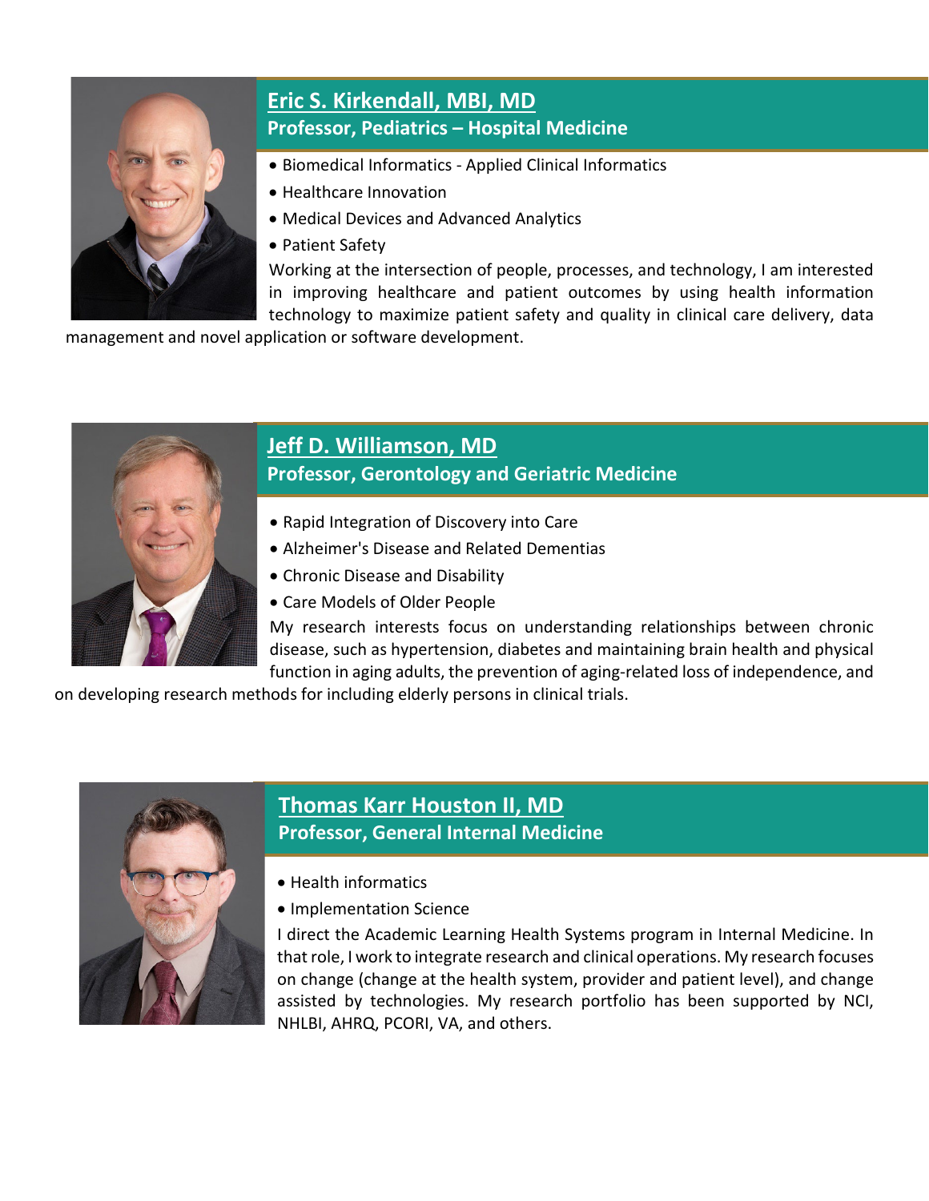## [Eric S. Kirkendall, MBI, MD]
**Professor, Pediatrics – Hospital Medicine**

- Biomedical Informatics - Applied Clinical Informatics
- Healthcare Innovation
- Medical Devices and Advanced Analytics
- Patient Safety

Working at the intersection of people, processes, and technology, I am interested in improving healthcare and patient outcomes by using health information technology to maximize patient safety and quality in clinical care delivery, data management and novel application or software development.

## [Jeff D. Williamson, MD]
**Professor, Gerontology and Geriatric Medicine**

- Rapid Integration of Discovery into Care
- Alzheimer's Disease and Related Dementias
- Chronic Disease and Disability
- Care Models of Older People

My research interests focus on understanding relationships between chronic disease, such as hypertension, diabetes and maintaining brain health and physical function in aging adults, the prevention of aging-related loss of independence, and on developing research methods for including elderly persons in clinical trials.

## [Thomas Karr Houston II, MD]
**Professor, General Internal Medicine**

- Health informatics
- Implementation Science

I direct the Academic Learning Health Systems program in Internal Medicine. In that role, I work to integrate research and clinical operations. My research focuses on change (change at the health system, provider and patient level), and change assisted by technologies. My research portfolio has been supported by NCI, NHLBI, AHRQ, PCORI, VA, and others.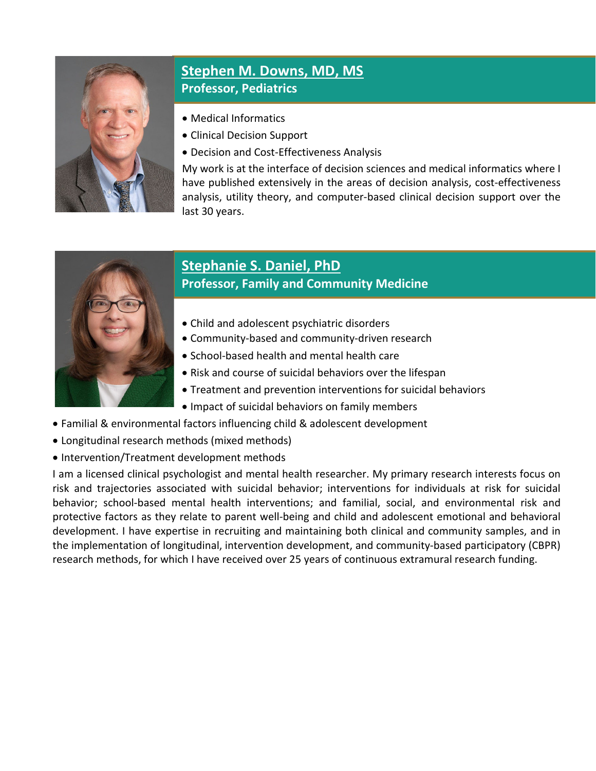## [Stephen M. Downs, MD, MS]
**Professor, Pediatrics**

- Medical Informatics
- Clinical Decision Support
- Decision and Cost-Effectiveness Analysis

My work is at the interface of decision sciences and medical informatics where I have published extensively in the areas of decision analysis, cost-effectiveness analysis, utility theory, and computer-based clinical decision support over the last 30 years.

## [Stephanie S. Daniel, PhD]
**Professor, Family and Community Medicine**

- Child and adolescent psychiatric disorders
- Community-based and community-driven research
- School-based health and mental health care
- Risk and course of suicidal behaviors over the lifespan
- Treatment and prevention interventions for suicidal behaviors
- Impact of suicidal behaviors on family members
- Familial & environmental factors influencing child & adolescent development
- Longitudinal research methods (mixed methods)
- Intervention/Treatment development methods

I am a licensed clinical psychologist and mental health researcher. My primary research interests focus on risk and trajectories associated with suicidal behavior; interventions for individuals at risk for suicidal behavior; school-based mental health interventions; and familial, social, and environmental risk and protective factors as they relate to parent well-being and child and adolescent emotional and behavioral development. I have expertise in recruiting and maintaining both clinical and community samples, and in the implementation of longitudinal, intervention development, and community-based participatory (CBPR) research methods, for which I have received over 25 years of continuous extramural research funding.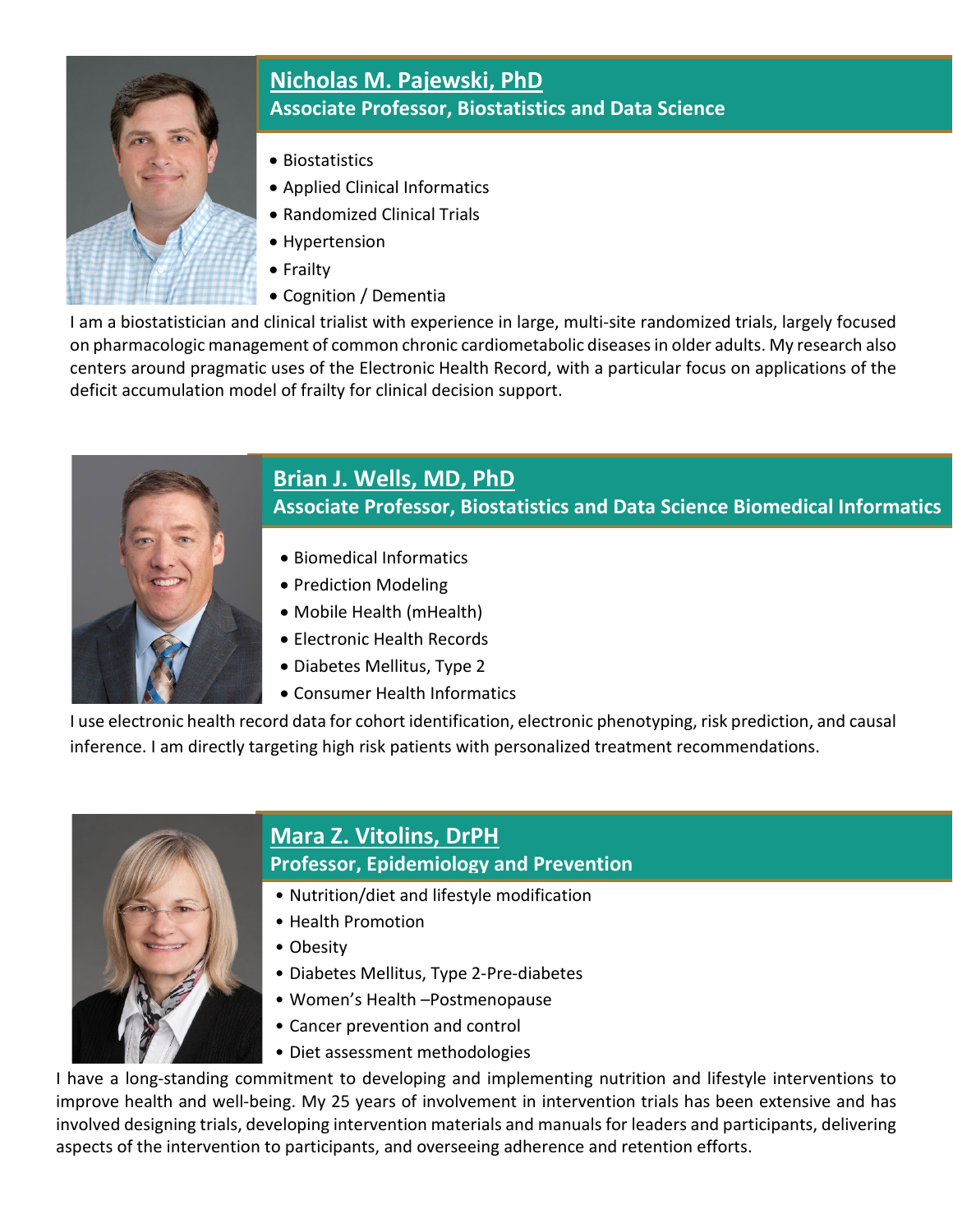## Nicholas M. Pajewski, PhD

**Associate Professor, Biostatistics and Data Science**

- Biostatistics
- Applied Clinical Informatics
- Randomized Clinical Trials
- Hypertension
- Frailty
- Cognition / Dementia

I am a biostatistician and clinical trialist with experience in large, multi-site randomized trials, largely focused on pharmacologic management of common chronic cardiometabolic diseases in older adults. My research also centers around pragmatic uses of the Electronic Health Record, with a particular focus on applications of the deficit accumulation model of frailty for clinical decision support.

## Brian J. Wells, MD, PhD

**Associate Professor, Biostatistics and Data Science Biomedical Informatics**

- Biomedical Informatics
- Prediction Modeling
- Mobile Health (mHealth)
- Electronic Health Records
- Diabetes Mellitus, Type 2
- Consumer Health Informatics

I use electronic health record data for cohort identification, electronic phenotyping, risk prediction, and causal inference. I am directly targeting high risk patients with personalized treatment recommendations.

## Mara Z. Vitolins, DrPH

**Professor, Epidemiology and Prevention**

- Nutrition/diet and lifestyle modification
- Health Promotion
- Obesity
- Diabetes Mellitus, Type 2-Pre-diabetes
- Women's Health –Postmenopause
- Cancer prevention and control
- Diet assessment methodologies

I have a long-standing commitment to developing and implementing nutrition and lifestyle interventions to improve health and well-being. My 25 years of involvement in intervention trials has been extensive and has involved designing trials, developing intervention materials and manuals for leaders and participants, delivering aspects of the intervention to participants, and overseeing adherence and retention efforts.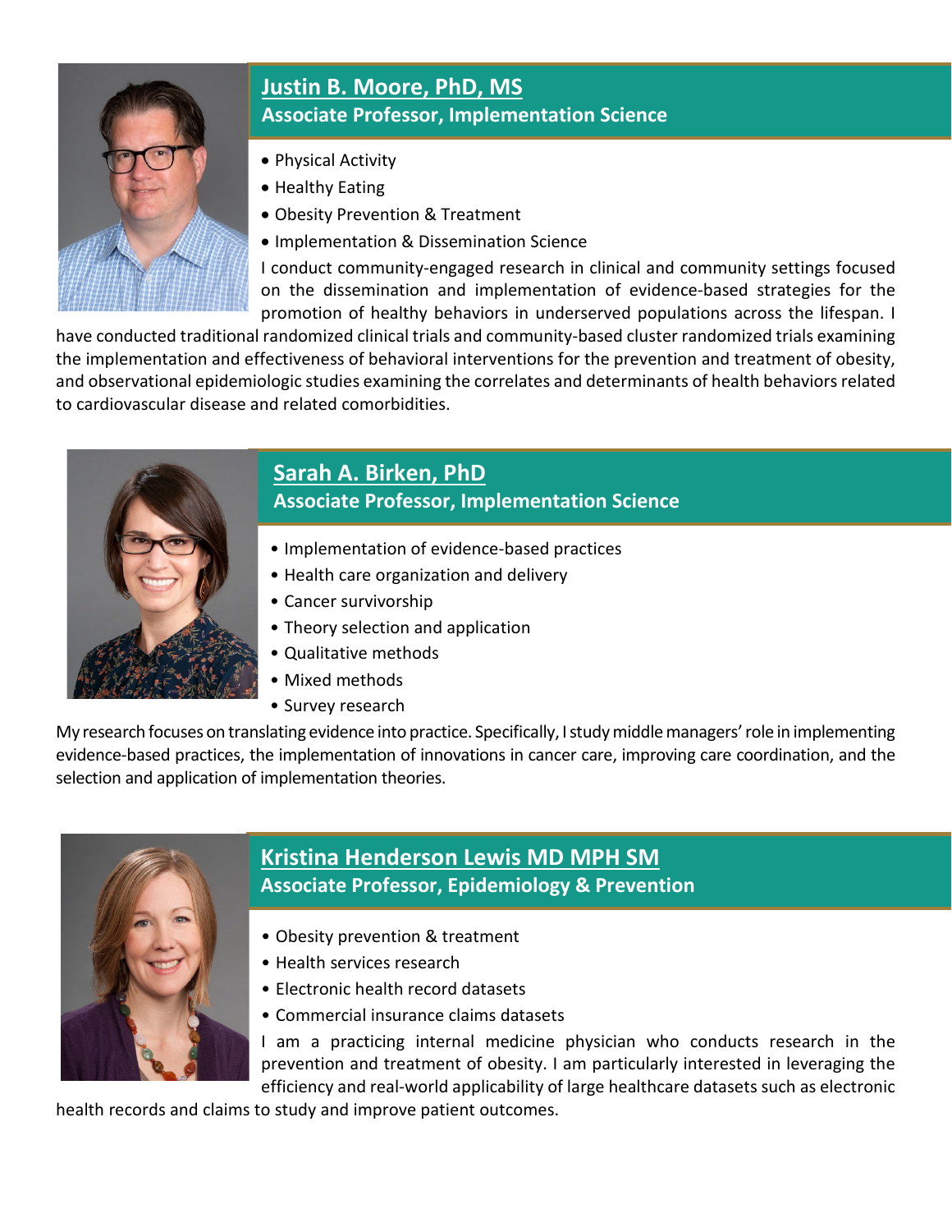## Justin B. Moore, PhD, MS

**Associate Professor, Implementation Science**

- Physical Activity
- Healthy Eating
- Obesity Prevention & Treatment
- Implementation & Dissemination Science

I conduct community-engaged research in clinical and community settings focused on the dissemination and implementation of evidence-based strategies for the promotion of healthy behaviors in underserved populations across the lifespan. I have conducted traditional randomized clinical trials and community-based cluster randomized trials examining the implementation and effectiveness of behavioral interventions for the prevention and treatment of obesity, and observational epidemiologic studies examining the correlates and determinants of health behaviors related to cardiovascular disease and related comorbidities.

## Sarah A. Birken, PhD

**Associate Professor, Implementation Science**

- Implementation of evidence-based practices
- Health care organization and delivery
- Cancer survivorship
- Theory selection and application
- Qualitative methods
- Mixed methods
- Survey research

My research focuses on translating evidence into practice. Specifically, I study middle managers' role in implementing evidence-based practices, the implementation of innovations in cancer care, improving care coordination, and the selection and application of implementation theories.

## Kristina Henderson Lewis MD MPH SM

**Associate Professor, Epidemiology & Prevention**

- Obesity prevention & treatment
- Health services research
- Electronic health record datasets
- Commercial insurance claims datasets

I am a practicing internal medicine physician who conducts research in the prevention and treatment of obesity. I am particularly interested in leveraging the efficiency and real-world applicability of large healthcare datasets such as electronic health records and claims to study and improve patient outcomes.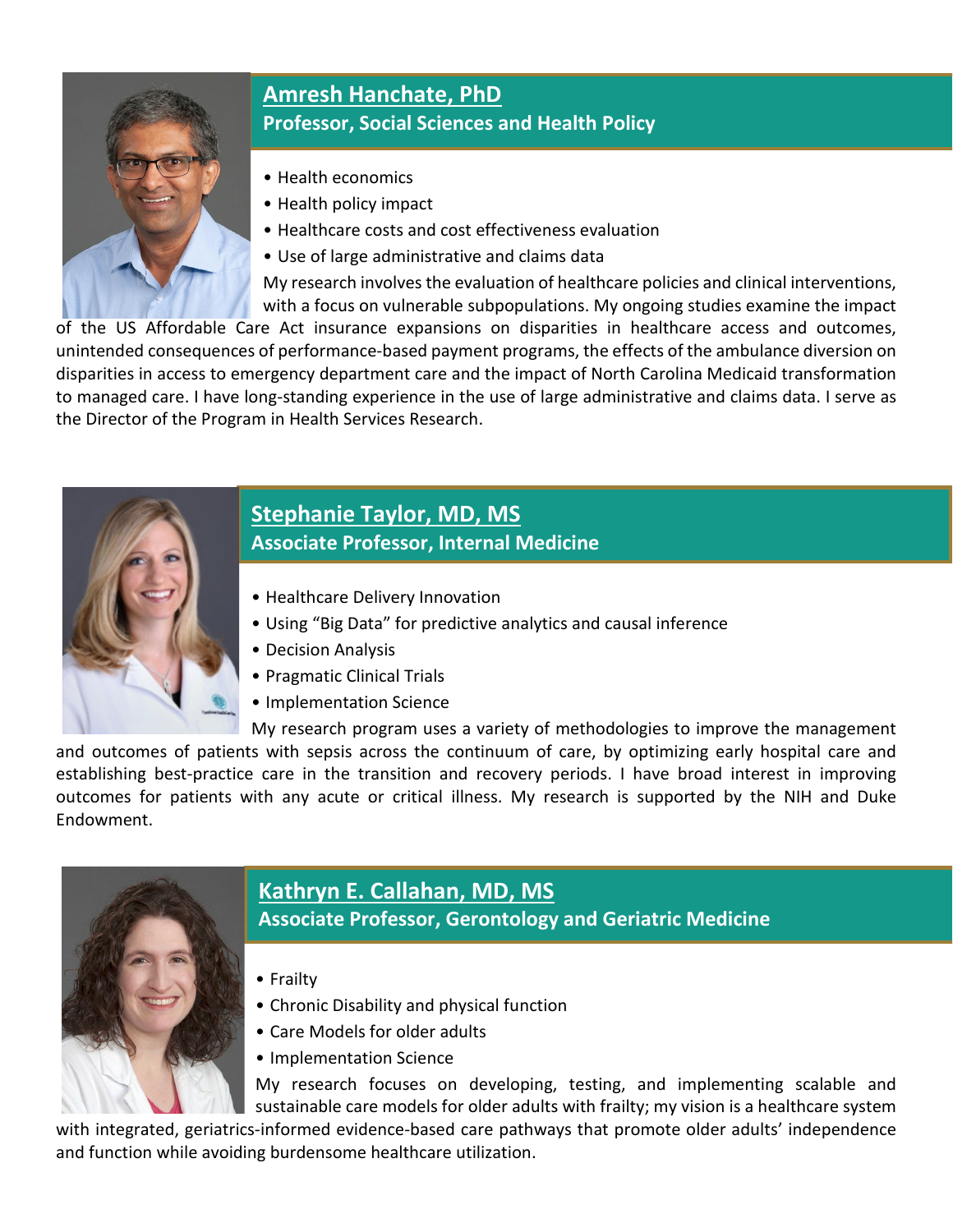## Amresh Hanchate, PhD
**Professor, Social Sciences and Health Policy**

- Health economics
- Health policy impact
- Healthcare costs and cost effectiveness evaluation
- Use of large administrative and claims data

My research involves the evaluation of healthcare policies and clinical interventions, with a focus on vulnerable subpopulations. My ongoing studies examine the impact of the US Affordable Care Act insurance expansions on disparities in healthcare access and outcomes, unintended consequences of performance-based payment programs, the effects of the ambulance diversion on disparities in access to emergency department care and the impact of North Carolina Medicaid transformation to managed care. I have long-standing experience in the use of large administrative and claims data. I serve as the Director of the Program in Health Services Research.

## Stephanie Taylor, MD, MS
**Associate Professor, Internal Medicine**

- Healthcare Delivery Innovation
- Using “Big Data” for predictive analytics and causal inference
- Decision Analysis
- Pragmatic Clinical Trials
- Implementation Science

My research program uses a variety of methodologies to improve the management and outcomes of patients with sepsis across the continuum of care, by optimizing early hospital care and establishing best-practice care in the transition and recovery periods. I have broad interest in improving outcomes for patients with any acute or critical illness. My research is supported by the NIH and Duke Endowment.

## Kathryn E. Callahan, MD, MS
**Associate Professor, Gerontology and Geriatric Medicine**

- Frailty
- Chronic Disability and physical function
- Care Models for older adults
- Implementation Science

My research focuses on developing, testing, and implementing scalable and sustainable care models for older adults with frailty; my vision is a healthcare system with integrated, geriatrics-informed evidence-based care pathways that promote older adults’ independence and function while avoiding burdensome healthcare utilization.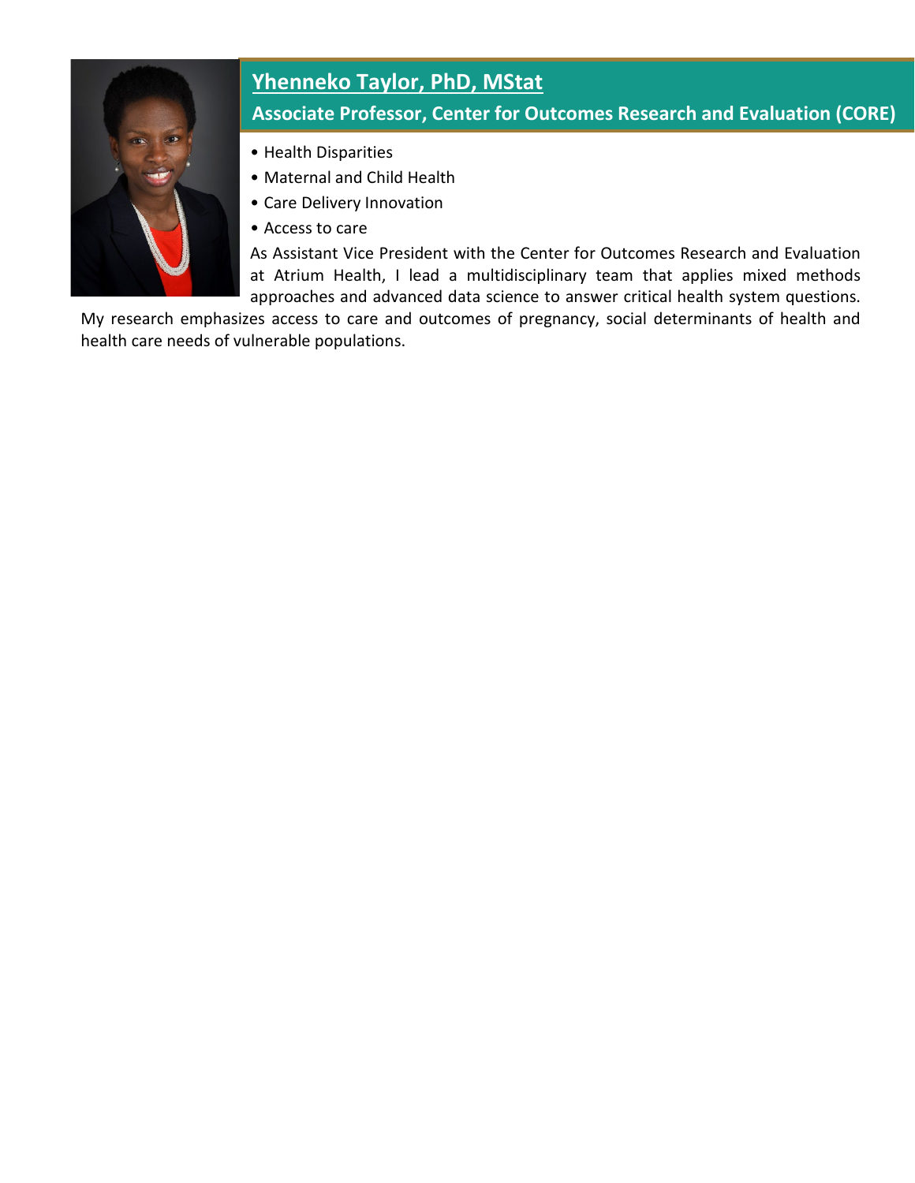## Yhenneko Taylor, PhD, MStat

### Associate Professor, Center for Outcomes Research and Evaluation (CORE)

- Health Disparities
- Maternal and Child Health
- Care Delivery Innovation
- Access to care

As Assistant Vice President with the Center for Outcomes Research and Evaluation at Atrium Health, I lead a multidisciplinary team that applies mixed methods approaches and advanced data science to answer critical health system questions. My research emphasizes access to care and outcomes of pregnancy, social determinants of health and health care needs of vulnerable populations.